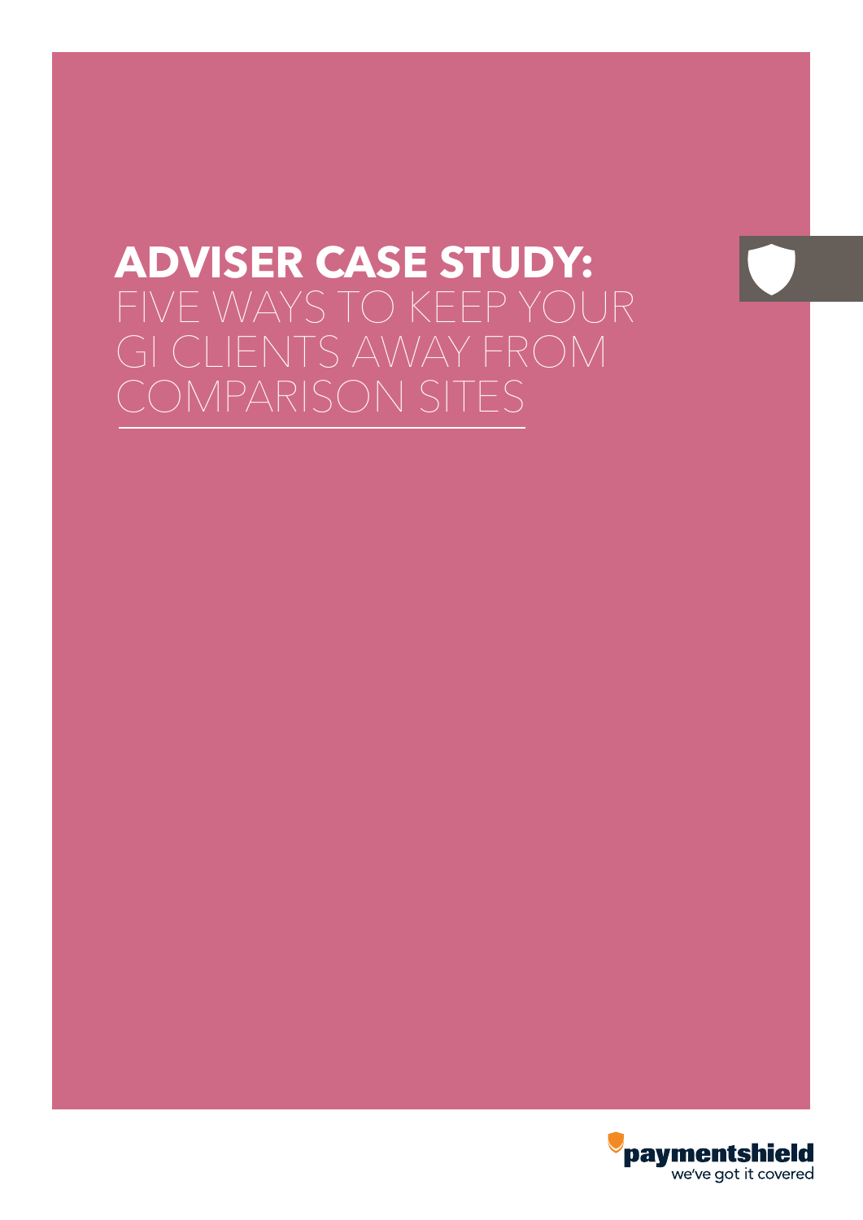# ADVISER CASE STUDY: FIVE WAYS TO KEEP YOUR GI CLIENTS AWAY FROM COMPARISON SITES

paymentshield
we've got it covered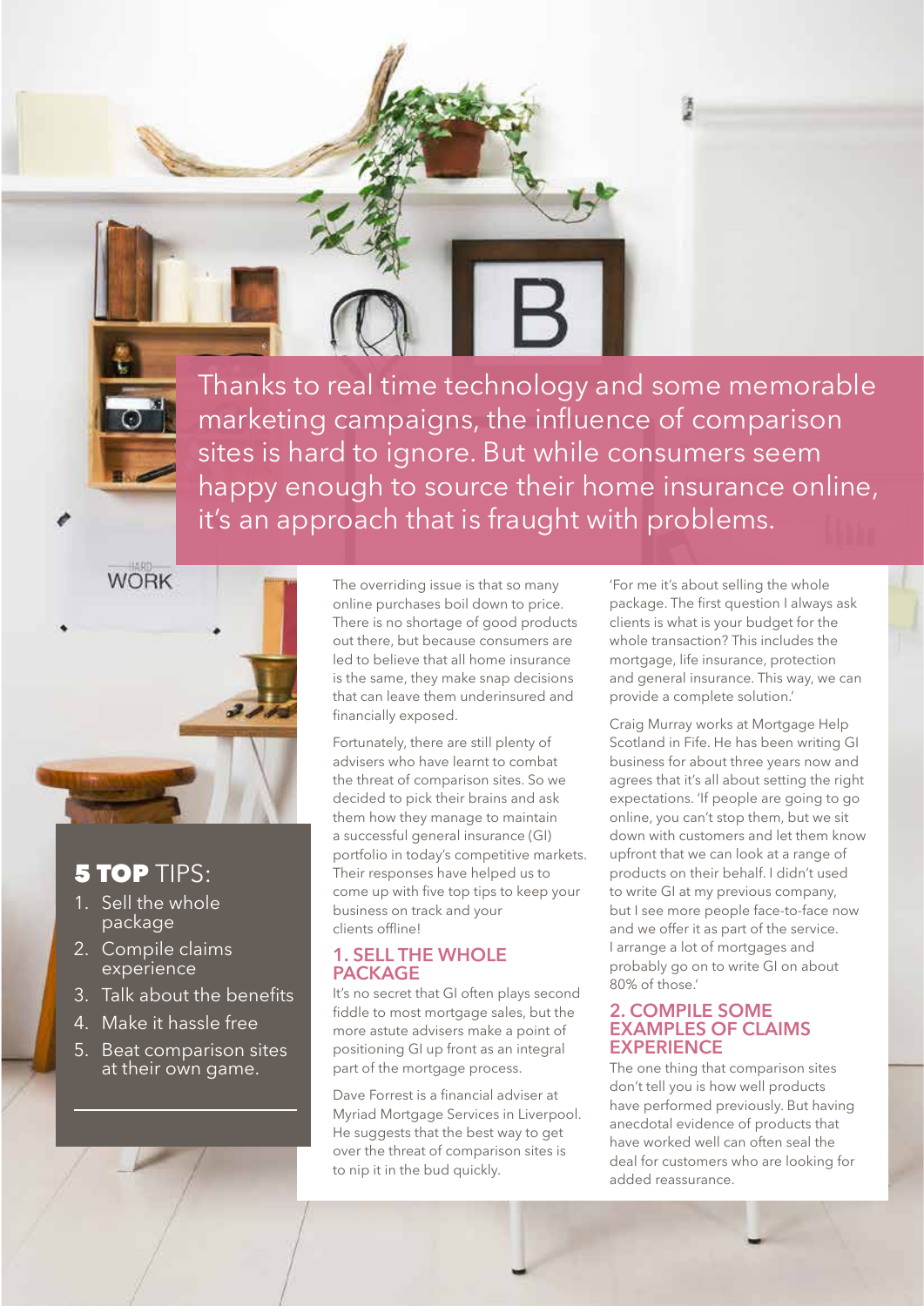Thanks to real time technology and some memorable marketing campaigns, the influence of comparison sites is hard to ignore. But while consumers seem happy enough to source their home insurance online, it's an approach that is fraught with problems.

## 5 TOP TIPS:

1. Sell the whole package
2. Compile claims experience
3. Talk about the benefits
4. Make it hassle free
5. Beat comparison sites at their own game.

The overriding issue is that so many online purchases boil down to price. There is no shortage of good products out there, but because consumers are led to believe that all home insurance is the same, they make snap decisions that can leave them underinsured and financially exposed.

Fortunately, there are still plenty of advisers who have learnt to combat the threat of comparison sites. So we decided to pick their brains and ask them how they manage to maintain a successful general insurance (GI) portfolio in today's competitive markets. Their responses have helped us to come up with five top tips to keep your business on track and your clients offline!

### 1. SELL THE WHOLE PACKAGE

It's no secret that GI often plays second fiddle to most mortgage sales, but the more astute advisers make a point of positioning GI up front as an integral part of the mortgage process.

Dave Forrest is a financial adviser at Myriad Mortgage Services in Liverpool. He suggests that the best way to get over the threat of comparison sites is to nip it in the bud quickly.

'For me it's about selling the whole package. The first question I always ask clients is what is your budget for the whole transaction? This includes the mortgage, life insurance, protection and general insurance. This way, we can provide a complete solution.'

Craig Murray works at Mortgage Help Scotland in Fife. He has been writing GI business for about three years now and agrees that it's all about setting the right expectations. 'If people are going to go online, you can't stop them, but we sit down with customers and let them know upfront that we can look at a range of products on their behalf. I didn't used to write GI at my previous company, but I see more people face-to-face now and we offer it as part of the service. I arrange a lot of mortgages and probably go on to write GI on about 80% of those.'

### 2. COMPILE SOME EXAMPLES OF CLAIMS EXPERIENCE

The one thing that comparison sites don't tell you is how well products have performed previously. But having anecdotal evidence of products that have worked well can often seal the deal for customers who are looking for added reassurance.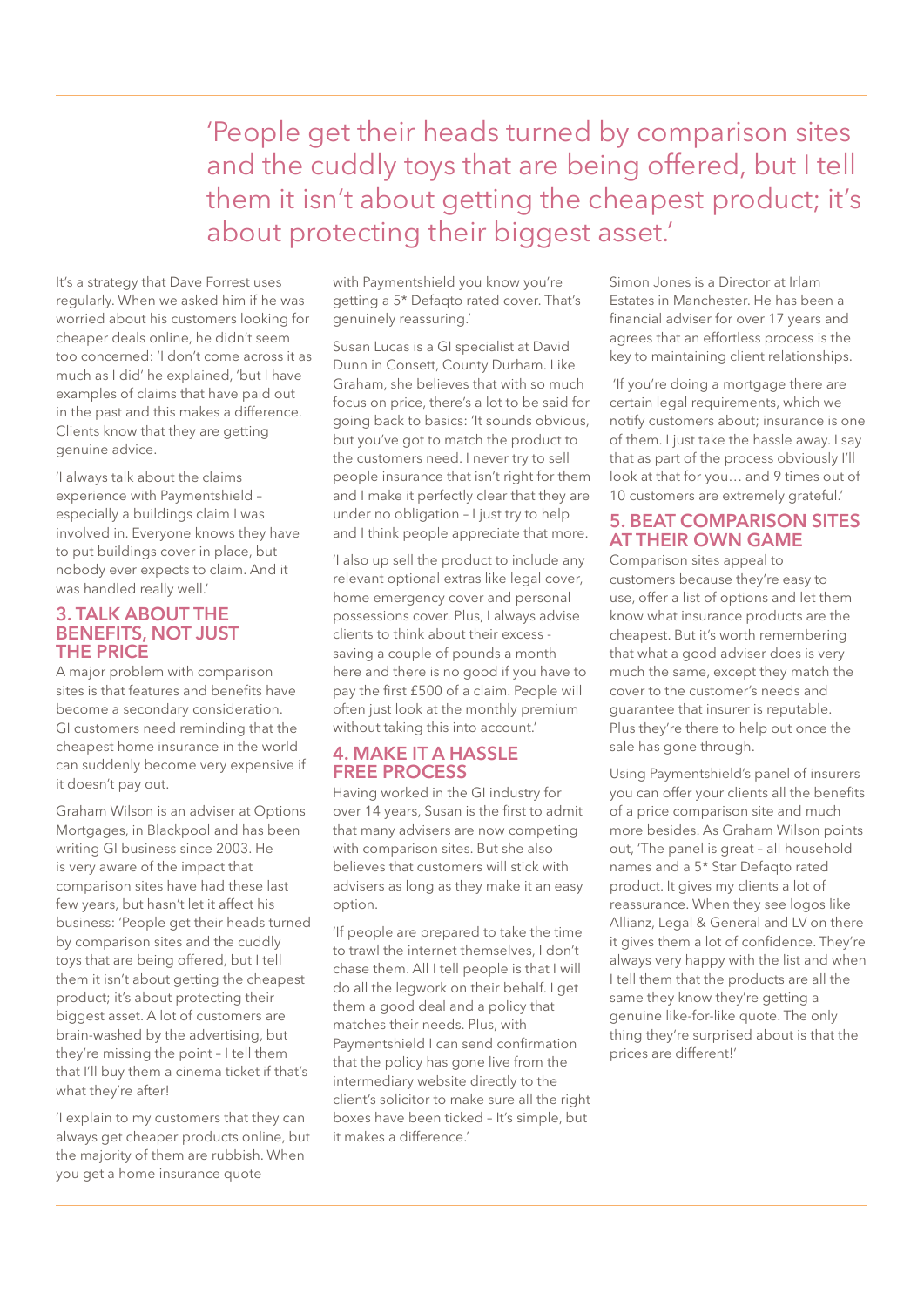> 'People get their heads turned by comparison sites and the cuddly toys that are being offered, but I tell them it isn't about getting the cheapest product; it's about protecting their biggest asset.'

It's a strategy that Dave Forrest uses regularly. When we asked him if he was worried about his customers looking for cheaper deals online, he didn't seem too concerned: 'I don't come across it as much as I did' he explained, 'but I have examples of claims that have paid out in the past and this makes a difference. Clients know that they are getting genuine advice.

'I always talk about the claims experience with Paymentshield – especially a buildings claim I was involved in. Everyone knows they have to put buildings cover in place, but nobody ever expects to claim. And it was handled really well.'

## 3. TALK ABOUT THE BENEFITS, NOT JUST THE PRICE

A major problem with comparison sites is that features and benefits have become a secondary consideration. GI customers need reminding that the cheapest home insurance in the world can suddenly become very expensive if it doesn't pay out.

Graham Wilson is an adviser at Options Mortgages, in Blackpool and has been writing GI business since 2003. He is very aware of the impact that comparison sites have had these last few years, but hasn't let it affect his business: 'People get their heads turned by comparison sites and the cuddly toys that are being offered, but I tell them it isn't about getting the cheapest product; it's about protecting their biggest asset. A lot of customers are brain-washed by the advertising, but they're missing the point – I tell them that I'll buy them a cinema ticket if that's what they're after!

'I explain to my customers that they can always get cheaper products online, but the majority of them are rubbish. When you get a home insurance quote with Paymentshield you know you're getting a 5* Defaqto rated cover. That's genuinely reassuring.'

Susan Lucas is a GI specialist at David Dunn in Consett, County Durham. Like Graham, she believes that with so much focus on price, there's a lot to be said for going back to basics: 'It sounds obvious, but you've got to match the product to the customers need. I never try to sell people insurance that isn't right for them and I make it perfectly clear that they are under no obligation – I just try to help and I think people appreciate that more.

'I also up sell the product to include any relevant optional extras like legal cover, home emergency cover and personal possessions cover. Plus, I always advise clients to think about their excess - saving a couple of pounds a month here and there is no good if you have to pay the first £500 of a claim. People will often just look at the monthly premium without taking this into account.'

## 4. MAKE IT A HASSLE FREE PROCESS

Having worked in the GI industry for over 14 years, Susan is the first to admit that many advisers are now competing with comparison sites. But she also believes that customers will stick with advisers as long as they make it an easy option.

'If people are prepared to take the time to trawl the internet themselves, I don't chase them. All I tell people is that I will do all the legwork on their behalf. I get them a good deal and a policy that matches their needs. Plus, with Paymentshield I can send confirmation that the policy has gone live from the intermediary website directly to the client's solicitor to make sure all the right boxes have been ticked – It's simple, but it makes a difference.'

Simon Jones is a Director at Irlam Estates in Manchester. He has been a financial adviser for over 17 years and agrees that an effortless process is the key to maintaining client relationships.

'If you're doing a mortgage there are certain legal requirements, which we notify customers about; insurance is one of them. I just take the hassle away. I say that as part of the process obviously I'll look at that for you… and 9 times out of 10 customers are extremely grateful.'

## 5. BEAT COMPARISON SITES AT THEIR OWN GAME

Comparison sites appeal to customers because they're easy to use, offer a list of options and let them know what insurance products are the cheapest. But it's worth remembering that what a good adviser does is very much the same, except they match the cover to the customer's needs and guarantee that insurer is reputable. Plus they're there to help out once the sale has gone through.

Using Paymentshield's panel of insurers you can offer your clients all the benefits of a price comparison site and much more besides. As Graham Wilson points out, 'The panel is great – all household names and a 5* Star Defaqto rated product. It gives my clients a lot of reassurance. When they see logos like Allianz, Legal & General and LV on there it gives them a lot of confidence. They're always very happy with the list and when I tell them that the products are all the same they know they're getting a genuine like-for-like quote. The only thing they're surprised about is that the prices are different!'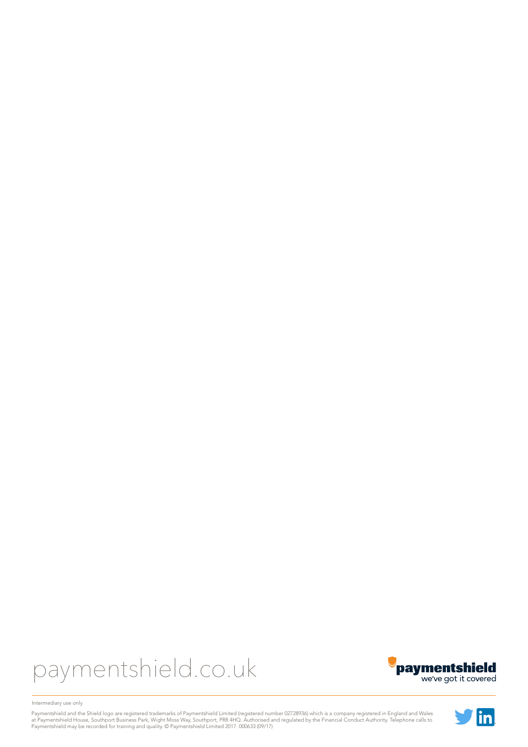paymentshield.co.uk

paymentshield
we've got it covered

Intermediary use only

Paymentshield and the Shield logo are registered trademarks of Paymentshield Limited (registered number 02728936) which is a company registered in England and Wales at Paymentshield House, Southport Business Park, Wight Moss Way, Southport, PR8 4HQ. Authorised and regulated by the Financial Conduct Authority. Telephone calls to Paymentshield may be recorded for training and quality. © Paymentshield Limited 2017. 000633 (09/17)